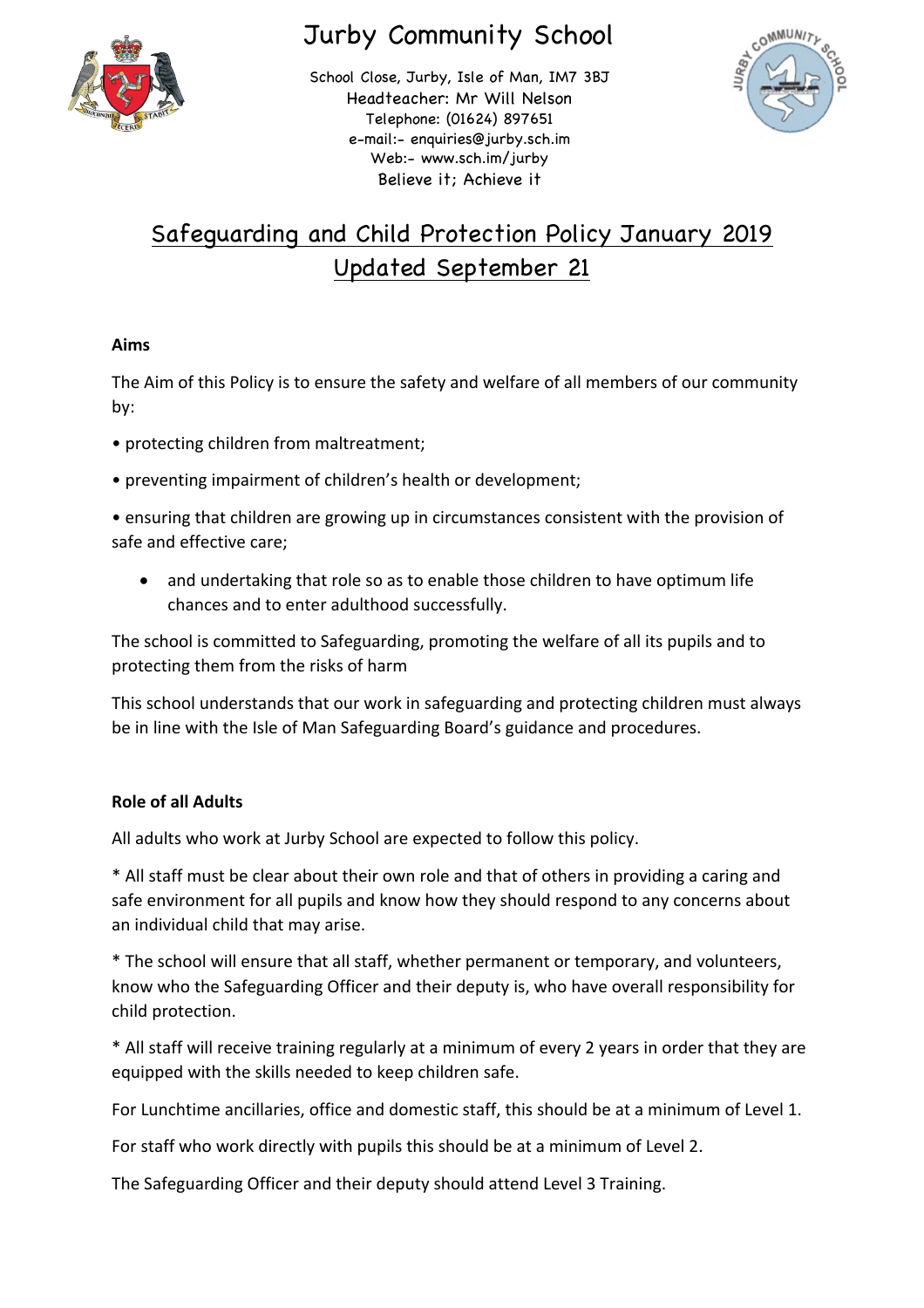# Jurby Community School

School Close, Jurby, Isle of Man, IM7 3BJ
Headteacher: Mr Will Nelson
Telephone: (01624) 897651
e-mail:- enquiries@jurby.sch.im
Web:- www.sch.im/jurby
Believe it; Achieve it

## Safeguarding and Child Protection Policy January 2019 Updated September 21

**Aims**

The Aim of this Policy is to ensure the safety and welfare of all members of our community by:

- protecting children from maltreatment;
- preventing impairment of children's health or development;
- ensuring that children are growing up in circumstances consistent with the provision of safe and effective care;
- and undertaking that role so as to enable those children to have optimum life chances and to enter adulthood successfully.

The school is committed to Safeguarding, promoting the welfare of all its pupils and to protecting them from the risks of harm

This school understands that our work in safeguarding and protecting children must always be in line with the Isle of Man Safeguarding Board's guidance and procedures.

**Role of all Adults**

All adults who work at Jurby School are expected to follow this policy.

* All staff must be clear about their own role and that of others in providing a caring and safe environment for all pupils and know how they should respond to any concerns about an individual child that may arise.

* The school will ensure that all staff, whether permanent or temporary, and volunteers, know who the Safeguarding Officer and their deputy is, who have overall responsibility for child protection.

* All staff will receive training regularly at a minimum of every 2 years in order that they are equipped with the skills needed to keep children safe.

For Lunchtime ancillaries, office and domestic staff, this should be at a minimum of Level 1.

For staff who work directly with pupils this should be at a minimum of Level 2.

The Safeguarding Officer and their deputy should attend Level 3 Training.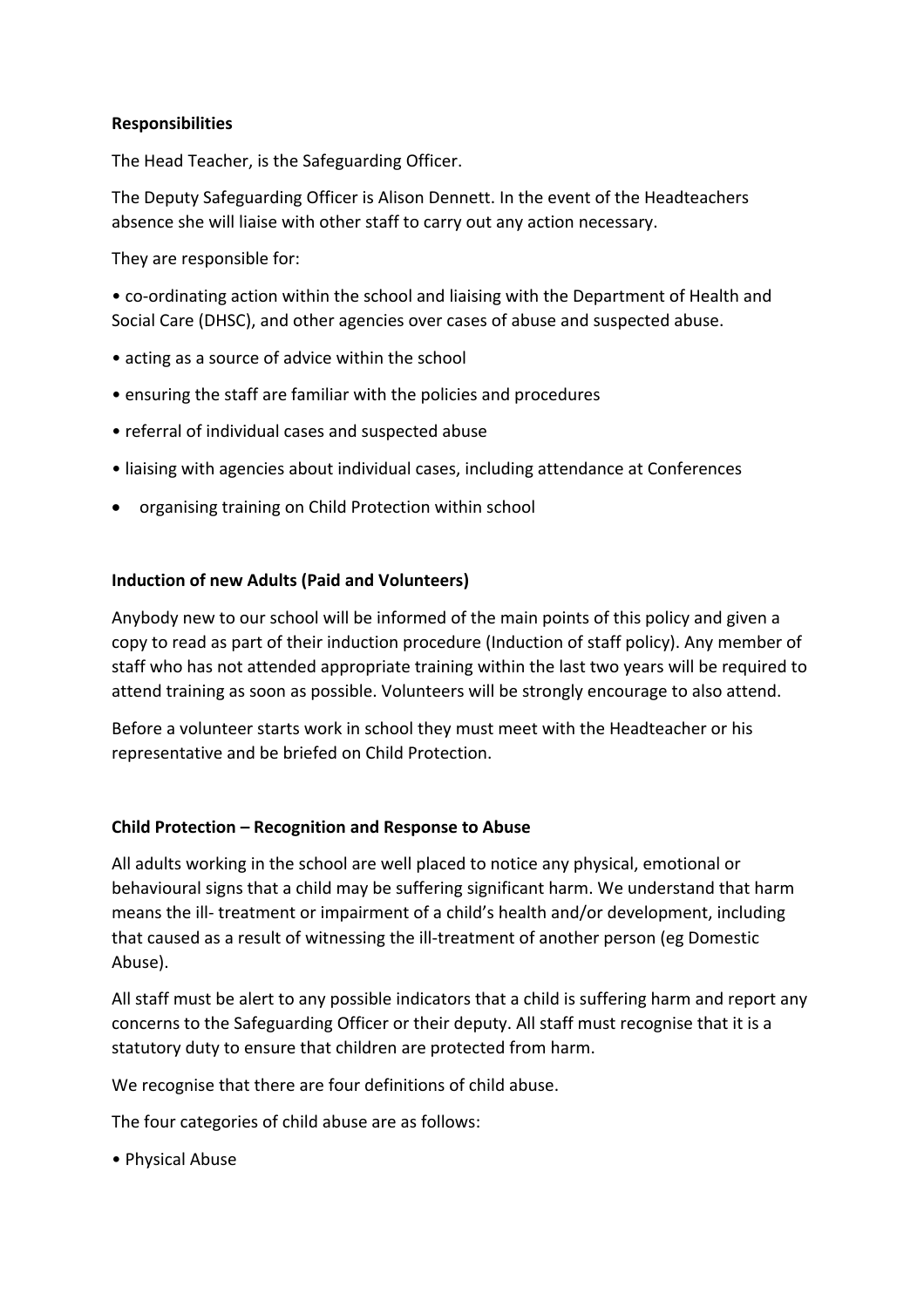**Responsibilities**

The Head Teacher, is the Safeguarding Officer.

The Deputy Safeguarding Officer is Alison Dennett. In the event of the Headteachers absence she will liaise with other staff to carry out any action necessary.

They are responsible for:

- co-ordinating action within the school and liaising with the Department of Health and Social Care (DHSC), and other agencies over cases of abuse and suspected abuse.
- acting as a source of advice within the school
- ensuring the staff are familiar with the policies and procedures
- referral of individual cases and suspected abuse
- liaising with agencies about individual cases, including attendance at Conferences
- organising training on Child Protection within school

**Induction of new Adults (Paid and Volunteers)**

Anybody new to our school will be informed of the main points of this policy and given a copy to read as part of their induction procedure (Induction of staff policy). Any member of staff who has not attended appropriate training within the last two years will be required to attend training as soon as possible. Volunteers will be strongly encourage to also attend.

Before a volunteer starts work in school they must meet with the Headteacher or his representative and be briefed on Child Protection.

**Child Protection – Recognition and Response to Abuse**

All adults working in the school are well placed to notice any physical, emotional or behavioural signs that a child may be suffering significant harm. We understand that harm means the ill- treatment or impairment of a child's health and/or development, including that caused as a result of witnessing the ill-treatment of another person (eg Domestic Abuse).

All staff must be alert to any possible indicators that a child is suffering harm and report any concerns to the Safeguarding Officer or their deputy. All staff must recognise that it is a statutory duty to ensure that children are protected from harm.

We recognise that there are four definitions of child abuse.

The four categories of child abuse are as follows:

- Physical Abuse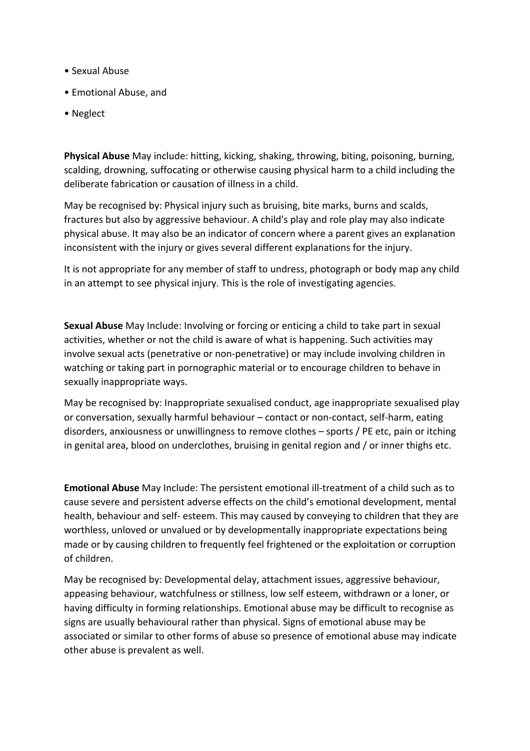- Sexual Abuse
- Emotional Abuse, and
- Neglect

**Physical Abuse** May include: hitting, kicking, shaking, throwing, biting, poisoning, burning, scalding, drowning, suffocating or otherwise causing physical harm to a child including the deliberate fabrication or causation of illness in a child.

May be recognised by: Physical injury such as bruising, bite marks, burns and scalds, fractures but also by aggressive behaviour. A child's play and role play may also indicate physical abuse. It may also be an indicator of concern where a parent gives an explanation inconsistent with the injury or gives several different explanations for the injury.

It is not appropriate for any member of staff to undress, photograph or body map any child in an attempt to see physical injury. This is the role of investigating agencies.

**Sexual Abuse** May Include: Involving or forcing or enticing a child to take part in sexual activities, whether or not the child is aware of what is happening. Such activities may involve sexual acts (penetrative or non-penetrative) or may include involving children in watching or taking part in pornographic material or to encourage children to behave in sexually inappropriate ways.

May be recognised by: Inappropriate sexualised conduct, age inappropriate sexualised play or conversation, sexually harmful behaviour – contact or non-contact, self-harm, eating disorders, anxiousness or unwillingness to remove clothes – sports / PE etc, pain or itching in genital area, blood on underclothes, bruising in genital region and / or inner thighs etc.

**Emotional Abuse** May Include: The persistent emotional ill-treatment of a child such as to cause severe and persistent adverse effects on the child's emotional development, mental health, behaviour and self- esteem. This may caused by conveying to children that they are worthless, unloved or unvalued or by developmentally inappropriate expectations being made or by causing children to frequently feel frightened or the exploitation or corruption of children.

May be recognised by: Developmental delay, attachment issues, aggressive behaviour, appeasing behaviour, watchfulness or stillness, low self esteem, withdrawn or a loner, or having difficulty in forming relationships. Emotional abuse may be difficult to recognise as signs are usually behavioural rather than physical. Signs of emotional abuse may be associated or similar to other forms of abuse so presence of emotional abuse may indicate other abuse is prevalent as well.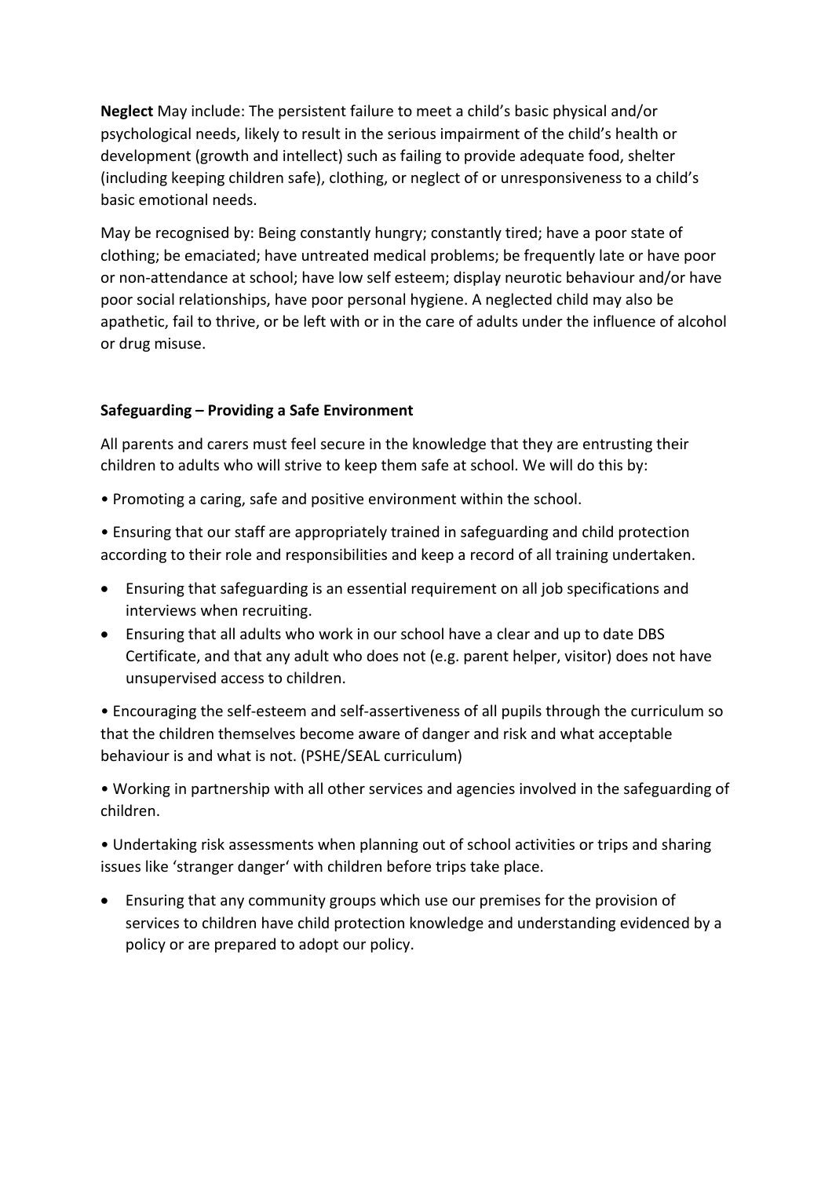**Neglect** May include: The persistent failure to meet a child's basic physical and/or psychological needs, likely to result in the serious impairment of the child's health or development (growth and intellect) such as failing to provide adequate food, shelter (including keeping children safe), clothing, or neglect of or unresponsiveness to a child's basic emotional needs.

May be recognised by: Being constantly hungry; constantly tired; have a poor state of clothing; be emaciated; have untreated medical problems; be frequently late or have poor or non-attendance at school; have low self esteem; display neurotic behaviour and/or have poor social relationships, have poor personal hygiene. A neglected child may also be apathetic, fail to thrive, or be left with or in the care of adults under the influence of alcohol or drug misuse.

**Safeguarding – Providing a Safe Environment**

All parents and carers must feel secure in the knowledge that they are entrusting their children to adults who will strive to keep them safe at school. We will do this by:

- Promoting a caring, safe and positive environment within the school.
- Ensuring that our staff are appropriately trained in safeguarding and child protection according to their role and responsibilities and keep a record of all training undertaken.
- Ensuring that safeguarding is an essential requirement on all job specifications and interviews when recruiting.
- Ensuring that all adults who work in our school have a clear and up to date DBS Certificate, and that any adult who does not (e.g. parent helper, visitor) does not have unsupervised access to children.
- Encouraging the self-esteem and self-assertiveness of all pupils through the curriculum so that the children themselves become aware of danger and risk and what acceptable behaviour is and what is not. (PSHE/SEAL curriculum)
- Working in partnership with all other services and agencies involved in the safeguarding of children.
- Undertaking risk assessments when planning out of school activities or trips and sharing issues like 'stranger danger' with children before trips take place.
- Ensuring that any community groups which use our premises for the provision of services to children have child protection knowledge and understanding evidenced by a policy or are prepared to adopt our policy.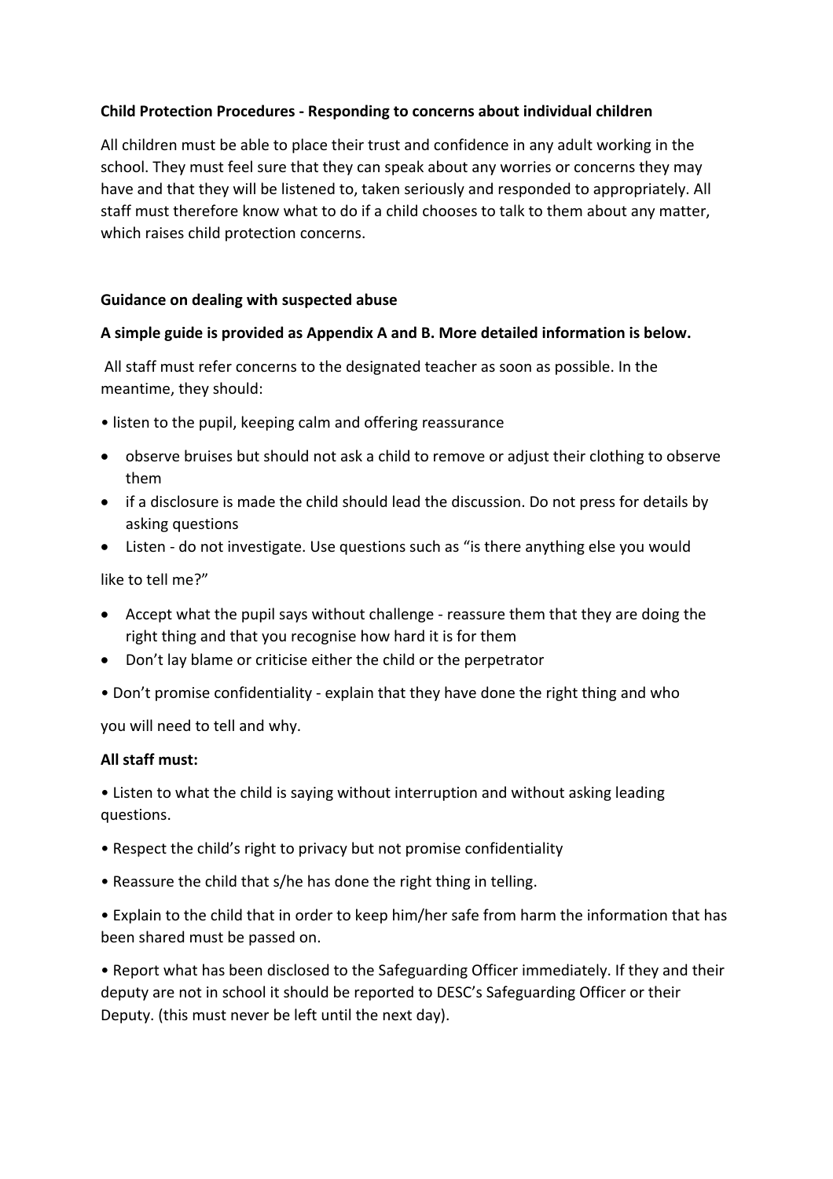**Child Protection Procedures - Responding to concerns about individual children**

All children must be able to place their trust and confidence in any adult working in the school. They must feel sure that they can speak about any worries or concerns they may have and that they will be listened to, taken seriously and responded to appropriately. All staff must therefore know what to do if a child chooses to talk to them about any matter, which raises child protection concerns.

**Guidance on dealing with suspected abuse**

**A simple guide is provided as Appendix A and B. More detailed information is below.**

All staff must refer concerns to the designated teacher as soon as possible. In the meantime, they should:

- listen to the pupil, keeping calm and offering reassurance
- observe bruises but should not ask a child to remove or adjust their clothing to observe them
- if a disclosure is made the child should lead the discussion. Do not press for details by asking questions
- Listen - do not investigate. Use questions such as "is there anything else you would

like to tell me?"

- Accept what the pupil says without challenge - reassure them that they are doing the right thing and that you recognise how hard it is for them
- Don't lay blame or criticise either the child or the perpetrator
- Don't promise confidentiality - explain that they have done the right thing and who

you will need to tell and why.

**All staff must:**

- Listen to what the child is saying without interruption and without asking leading questions.
- Respect the child's right to privacy but not promise confidentiality
- Reassure the child that s/he has done the right thing in telling.
- Explain to the child that in order to keep him/her safe from harm the information that has been shared must be passed on.
- Report what has been disclosed to the Safeguarding Officer immediately. If they and their deputy are not in school it should be reported to DESC's Safeguarding Officer or their Deputy. (this must never be left until the next day).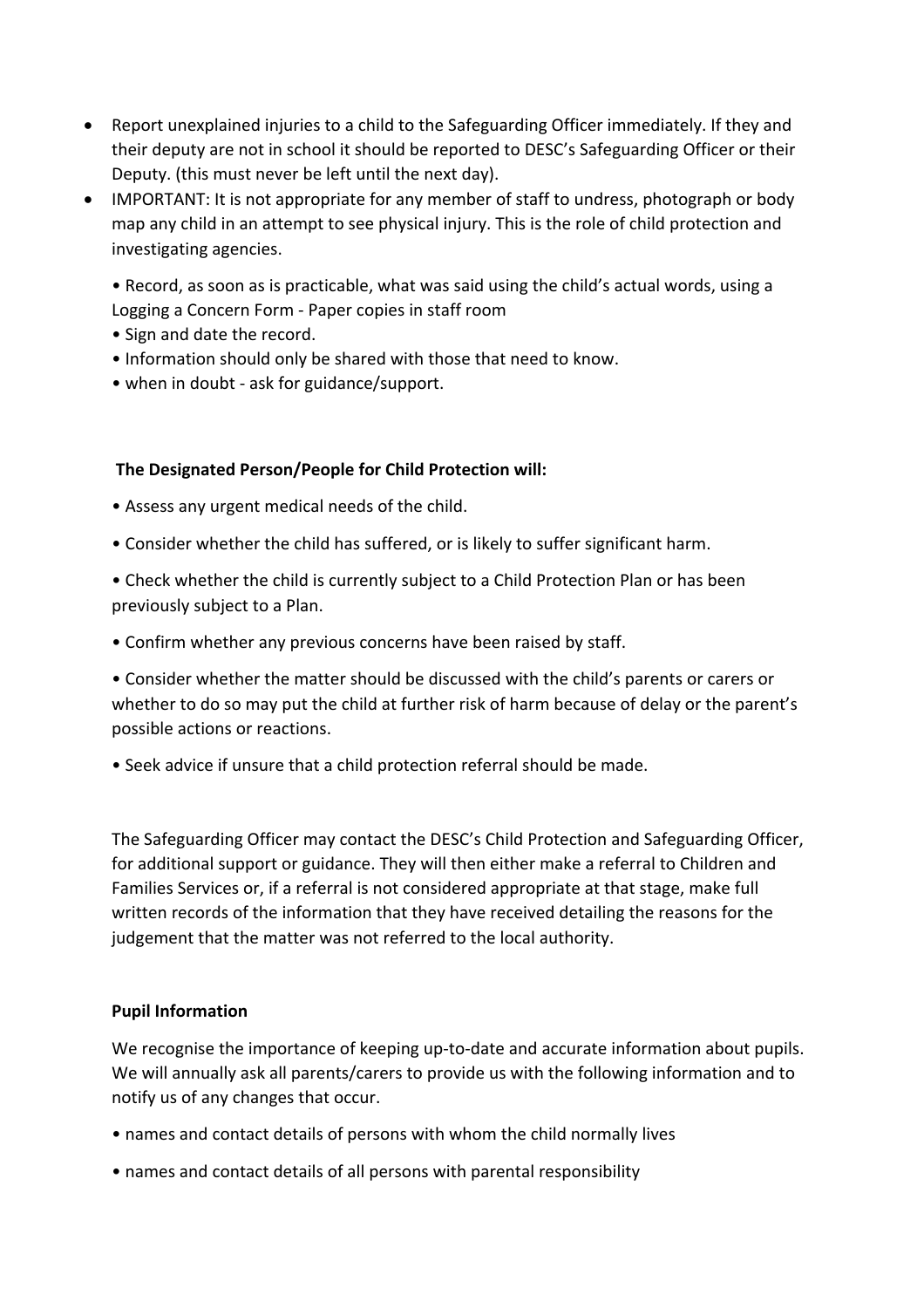- Report unexplained injuries to a child to the Safeguarding Officer immediately. If they and their deputy are not in school it should be reported to DESC's Safeguarding Officer or their Deputy. (this must never be left until the next day).
- IMPORTANT: It is not appropriate for any member of staff to undress, photograph or body map any child in an attempt to see physical injury. This is the role of child protection and investigating agencies.

  • Record, as soon as is practicable, what was said using the child's actual words, using a Logging a Concern Form - Paper copies in staff room
  • Sign and date the record.
  • Information should only be shared with those that need to know.
  • when in doubt - ask for guidance/support.

**The Designated Person/People for Child Protection will:**

• Assess any urgent medical needs of the child.

• Consider whether the child has suffered, or is likely to suffer significant harm.

• Check whether the child is currently subject to a Child Protection Plan or has been previously subject to a Plan.

• Confirm whether any previous concerns have been raised by staff.

• Consider whether the matter should be discussed with the child's parents or carers or whether to do so may put the child at further risk of harm because of delay or the parent's possible actions or reactions.

• Seek advice if unsure that a child protection referral should be made.

The Safeguarding Officer may contact the DESC's Child Protection and Safeguarding Officer, for additional support or guidance. They will then either make a referral to Children and Families Services or, if a referral is not considered appropriate at that stage, make full written records of the information that they have received detailing the reasons for the judgement that the matter was not referred to the local authority.

**Pupil Information**

We recognise the importance of keeping up-to-date and accurate information about pupils. We will annually ask all parents/carers to provide us with the following information and to notify us of any changes that occur.

• names and contact details of persons with whom the child normally lives

• names and contact details of all persons with parental responsibility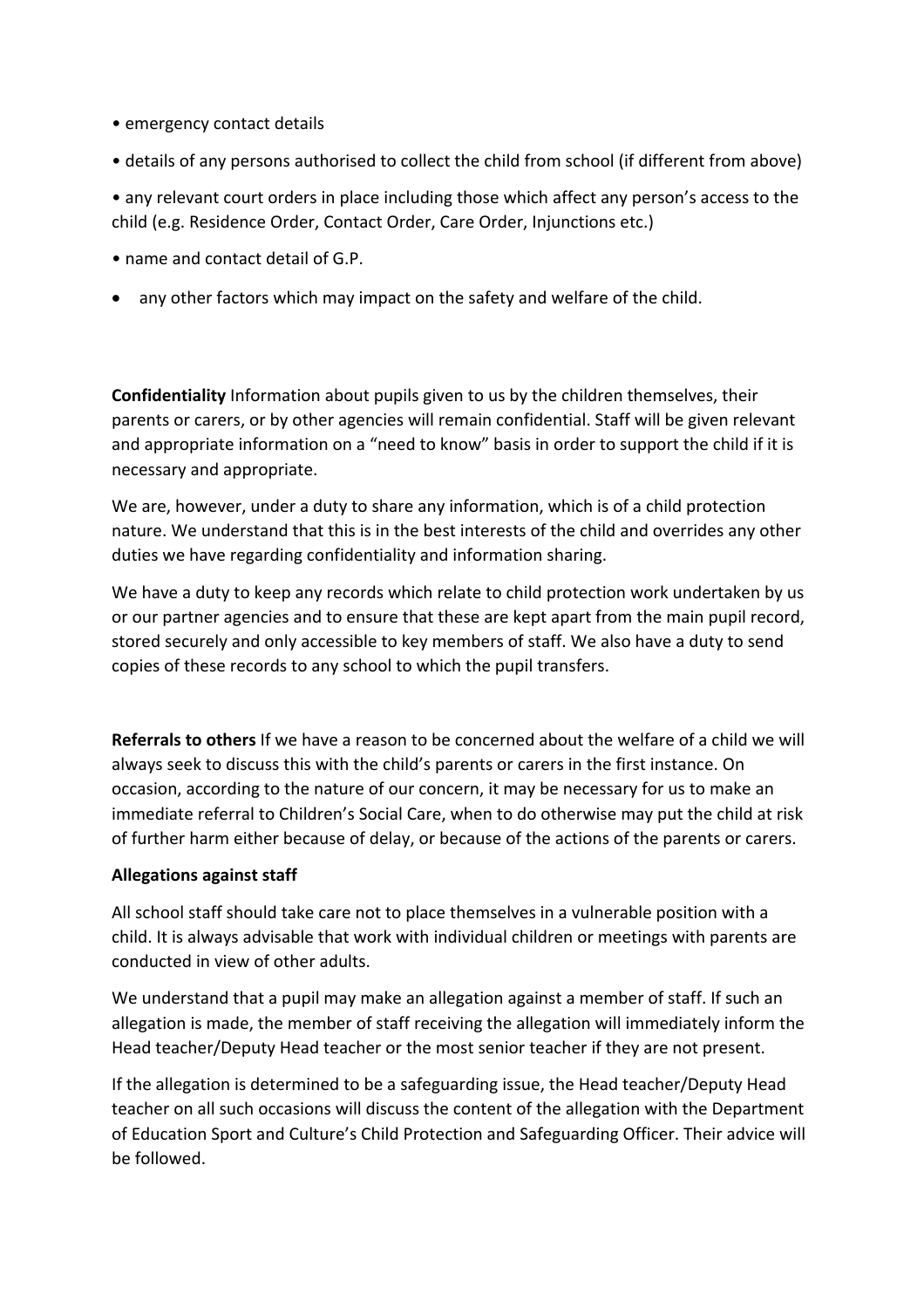- emergency contact details
- details of any persons authorised to collect the child from school (if different from above)
- any relevant court orders in place including those which affect any person's access to the child (e.g. Residence Order, Contact Order, Care Order, Injunctions etc.)
- name and contact detail of G.P.
- any other factors which may impact on the safety and welfare of the child.

**Confidentiality** Information about pupils given to us by the children themselves, their parents or carers, or by other agencies will remain confidential. Staff will be given relevant and appropriate information on a "need to know" basis in order to support the child if it is necessary and appropriate.

We are, however, under a duty to share any information, which is of a child protection nature. We understand that this is in the best interests of the child and overrides any other duties we have regarding confidentiality and information sharing.

We have a duty to keep any records which relate to child protection work undertaken by us or our partner agencies and to ensure that these are kept apart from the main pupil record, stored securely and only accessible to key members of staff. We also have a duty to send copies of these records to any school to which the pupil transfers.

**Referrals to others** If we have a reason to be concerned about the welfare of a child we will always seek to discuss this with the child's parents or carers in the first instance. On occasion, according to the nature of our concern, it may be necessary for us to make an immediate referral to Children's Social Care, when to do otherwise may put the child at risk of further harm either because of delay, or because of the actions of the parents or carers.

**Allegations against staff**

All school staff should take care not to place themselves in a vulnerable position with a child. It is always advisable that work with individual children or meetings with parents are conducted in view of other adults.

We understand that a pupil may make an allegation against a member of staff. If such an allegation is made, the member of staff receiving the allegation will immediately inform the Head teacher/Deputy Head teacher or the most senior teacher if they are not present.

If the allegation is determined to be a safeguarding issue, the Head teacher/Deputy Head teacher on all such occasions will discuss the content of the allegation with the Department of Education Sport and Culture's Child Protection and Safeguarding Officer. Their advice will be followed.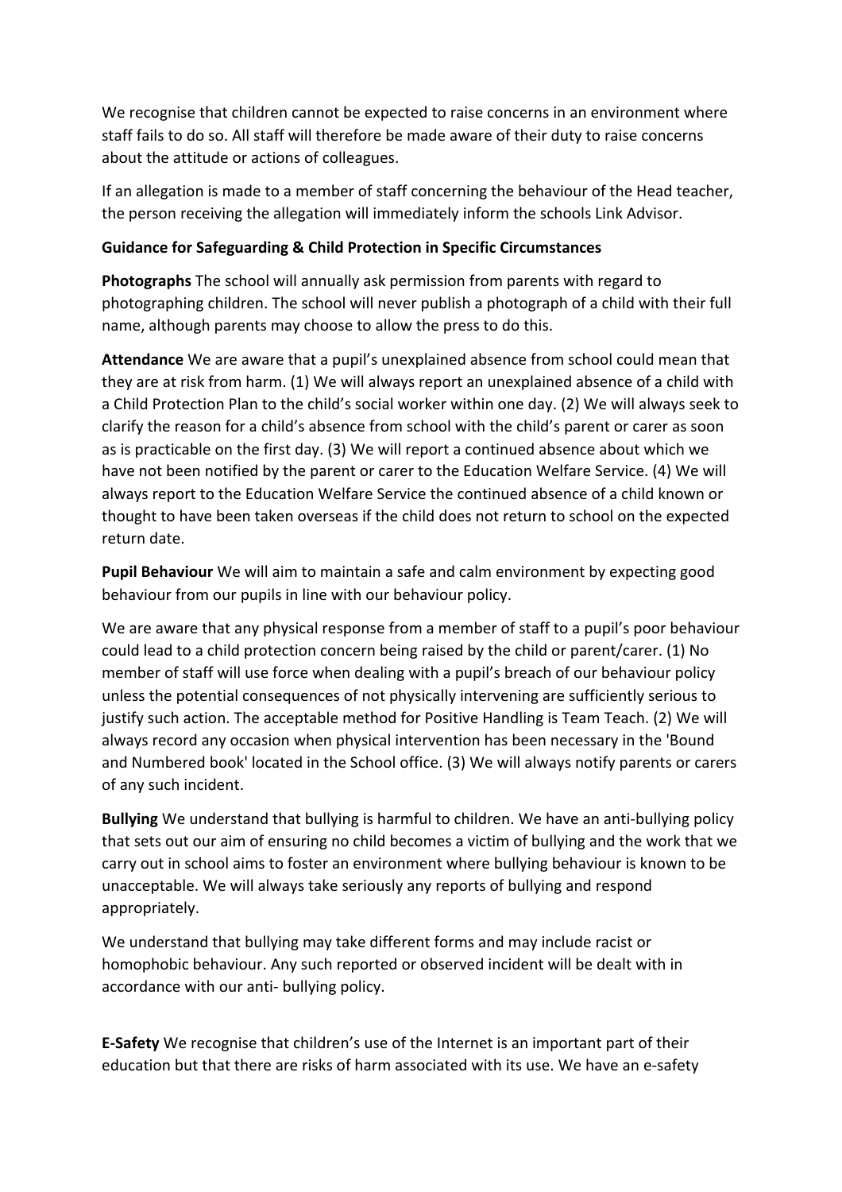We recognise that children cannot be expected to raise concerns in an environment where staff fails to do so. All staff will therefore be made aware of their duty to raise concerns about the attitude or actions of colleagues.

If an allegation is made to a member of staff concerning the behaviour of the Head teacher, the person receiving the allegation will immediately inform the schools Link Advisor.

**Guidance for Safeguarding & Child Protection in Specific Circumstances**

**Photographs** The school will annually ask permission from parents with regard to photographing children. The school will never publish a photograph of a child with their full name, although parents may choose to allow the press to do this.

**Attendance** We are aware that a pupil's unexplained absence from school could mean that they are at risk from harm. (1) We will always report an unexplained absence of a child with a Child Protection Plan to the child's social worker within one day. (2) We will always seek to clarify the reason for a child's absence from school with the child's parent or carer as soon as is practicable on the first day. (3) We will report a continued absence about which we have not been notified by the parent or carer to the Education Welfare Service. (4) We will always report to the Education Welfare Service the continued absence of a child known or thought to have been taken overseas if the child does not return to school on the expected return date.

**Pupil Behaviour** We will aim to maintain a safe and calm environment by expecting good behaviour from our pupils in line with our behaviour policy.

We are aware that any physical response from a member of staff to a pupil's poor behaviour could lead to a child protection concern being raised by the child or parent/carer. (1) No member of staff will use force when dealing with a pupil's breach of our behaviour policy unless the potential consequences of not physically intervening are sufficiently serious to justify such action. The acceptable method for Positive Handling is Team Teach. (2) We will always record any occasion when physical intervention has been necessary in the 'Bound and Numbered book' located in the School office. (3) We will always notify parents or carers of any such incident.

**Bullying** We understand that bullying is harmful to children. We have an anti-bullying policy that sets out our aim of ensuring no child becomes a victim of bullying and the work that we carry out in school aims to foster an environment where bullying behaviour is known to be unacceptable. We will always take seriously any reports of bullying and respond appropriately.

We understand that bullying may take different forms and may include racist or homophobic behaviour. Any such reported or observed incident will be dealt with in accordance with our anti- bullying policy.

**E-Safety** We recognise that children's use of the Internet is an important part of their education but that there are risks of harm associated with its use. We have an e-safety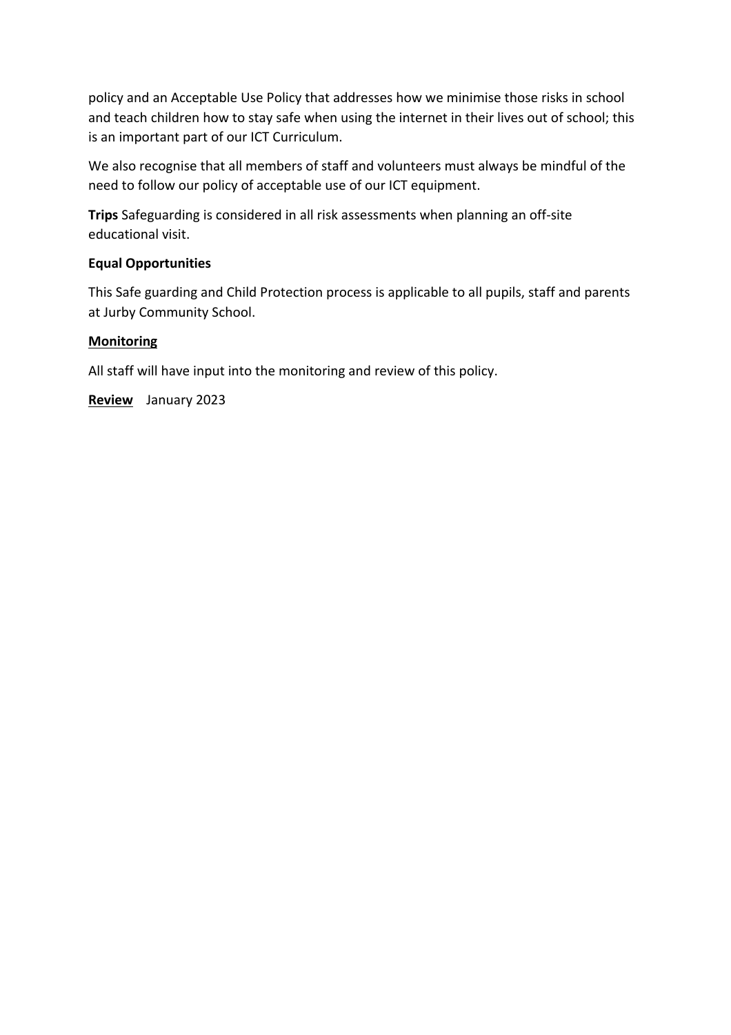policy and an Acceptable Use Policy that addresses how we minimise those risks in school and teach children how to stay safe when using the internet in their lives out of school; this is an important part of our ICT Curriculum.

We also recognise that all members of staff and volunteers must always be mindful of the need to follow our policy of acceptable use of our ICT equipment.

**Trips** Safeguarding is considered in all risk assessments when planning an off-site educational visit.

**Equal Opportunities**

This Safe guarding and Child Protection process is applicable to all pupils, staff and parents at Jurby Community School.

<u>**Monitoring**</u>

All staff will have input into the monitoring and review of this policy.

<u>**Review**</u> January 2023